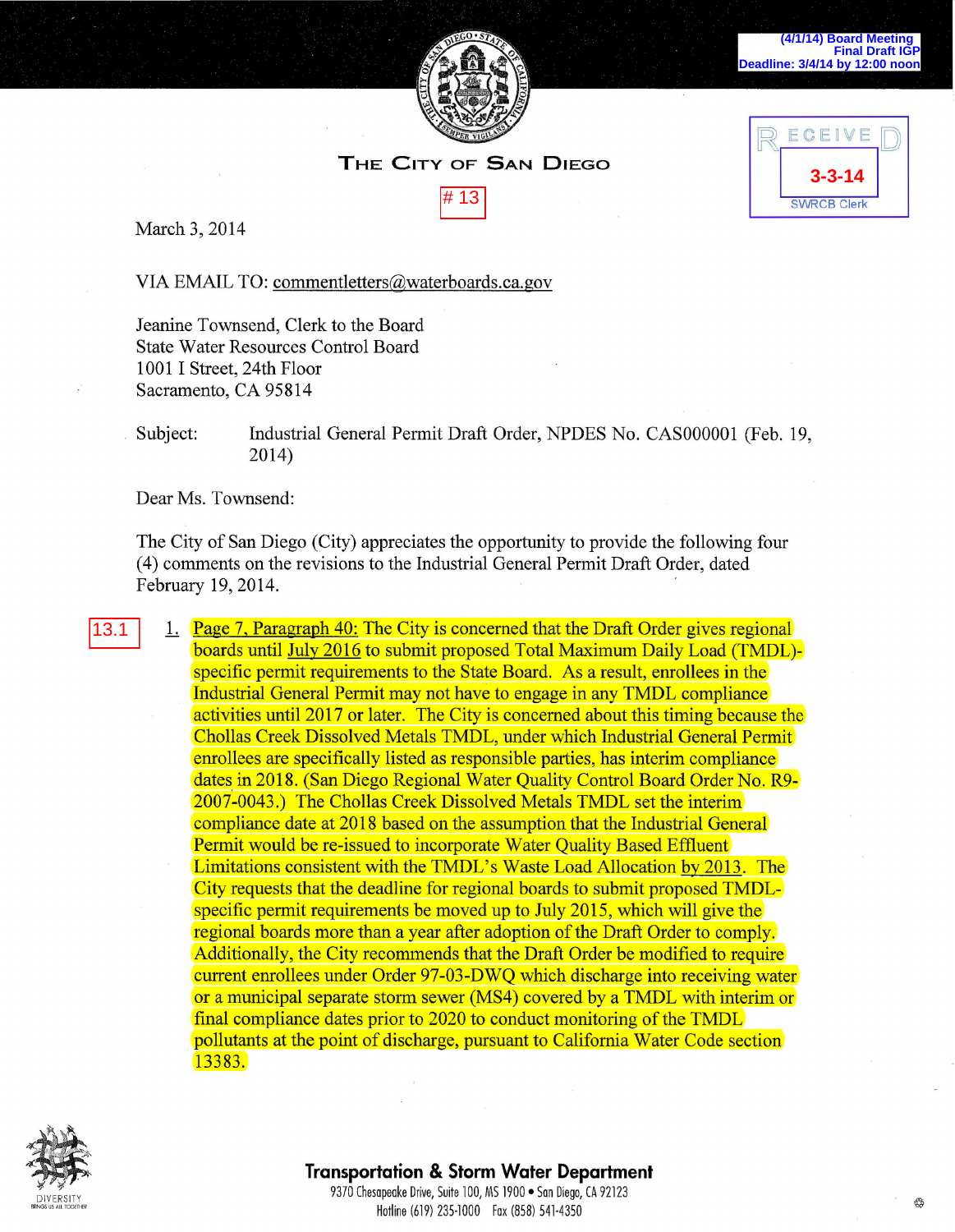(4/1/14) Board Meeting
Final Draft IGP
Deadline: 3/4/14 by 12:00 noon

RECEIVED
3-3-14
SWRCB Clerk

# THE CITY OF SAN DIEGO

# 13

March 3, 2014

VIA EMAIL TO: commentletters@waterboards.ca.gov

Jeanine Townsend, Clerk to the Board
State Water Resources Control Board
1001 I Street, 24th Floor
Sacramento, CA 95814

Subject: Industrial General Permit Draft Order, NPDES No. CAS000001 (Feb. 19, 2014)

Dear Ms. Townsend:

The City of San Diego (City) appreciates the opportunity to provide the following four (4) comments on the revisions to the Industrial General Permit Draft Order, dated February 19, 2014.

13.1

1. Page 7, Paragraph 40: The City is concerned that the Draft Order gives regional boards until July 2016 to submit proposed Total Maximum Daily Load (TMDL)-specific permit requirements to the State Board. As a result, enrollees in the Industrial General Permit may not have to engage in any TMDL compliance activities until 2017 or later. The City is concerned about this timing because the Chollas Creek Dissolved Metals TMDL, under which Industrial General Permit enrollees are specifically listed as responsible parties, has interim compliance dates in 2018. (San Diego Regional Water Quality Control Board Order No. R9-2007-0043.) The Chollas Creek Dissolved Metals TMDL set the interim compliance date at 2018 based on the assumption that the Industrial General Permit would be re-issued to incorporate Water Quality Based Effluent Limitations consistent with the TMDL's Waste Load Allocation by 2013. The City requests that the deadline for regional boards to submit proposed TMDL-specific permit requirements be moved up to July 2015, which will give the regional boards more than a year after adoption of the Draft Order to comply. Additionally, the City recommends that the Draft Order be modified to require current enrollees under Order 97-03-DWQ which discharge into receiving water or a municipal separate storm sewer (MS4) covered by a TMDL with interim or final compliance dates prior to 2020 to conduct monitoring of the TMDL pollutants at the point of discharge, pursuant to California Water Code section 13383.

DIVERSITY
BRINGS US ALL TOGETHER

**Transportation & Storm Water Department**
9370 Chesapeake Drive, Suite 100, MS 1900 • San Diego, CA 92123
Hotline (619) 235-1000 Fax (858) 541-4350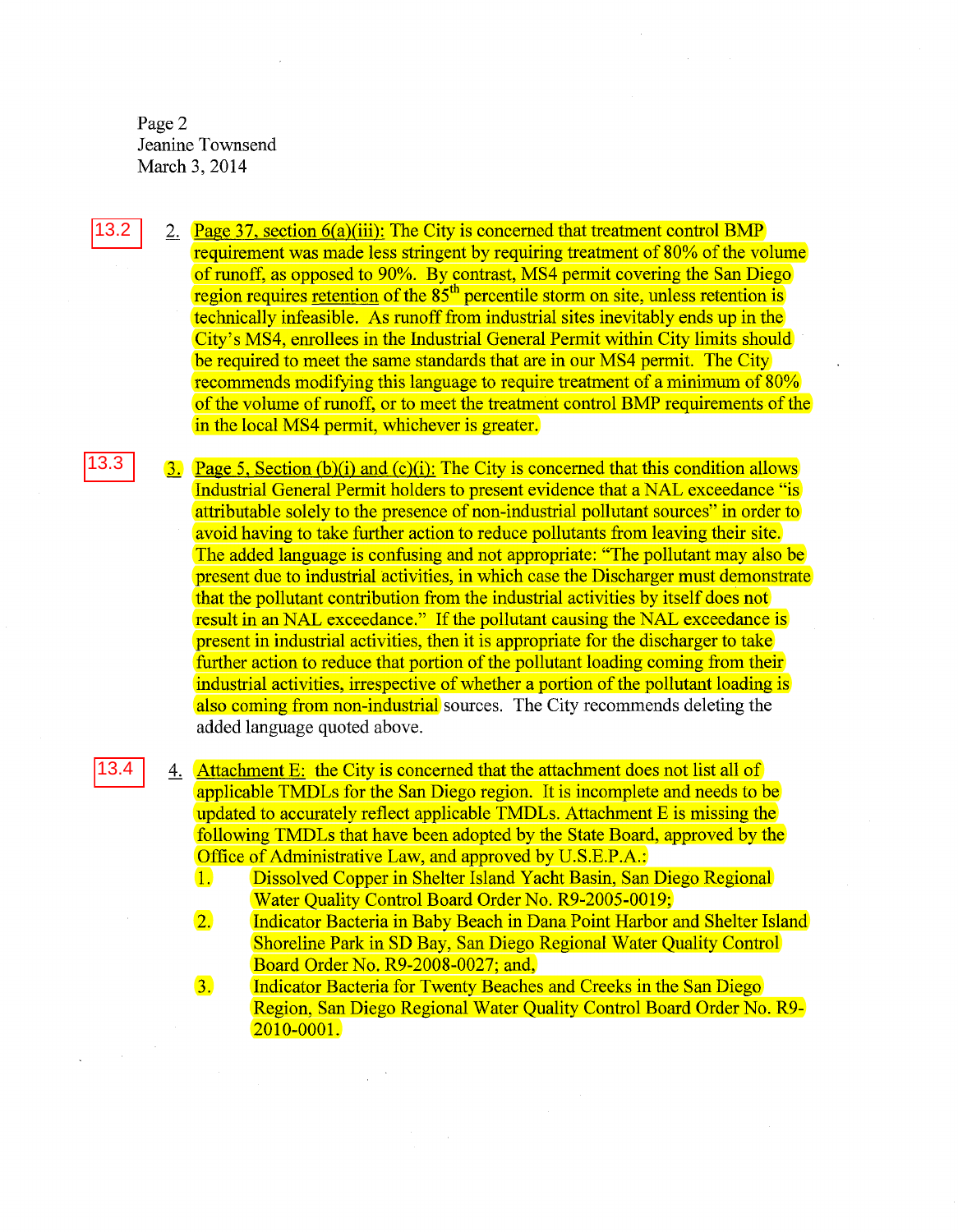13.2

2. Page 37, section 6(a)(iii): The City is concerned that treatment control BMP requirement was made less stringent by requiring treatment of 80% of the volume of runoff, as opposed to 90%. By contrast, MS4 permit covering the San Diego region requires retention of the 85th percentile storm on site, unless retention is technically infeasible. As runoff from industrial sites inevitably ends up in the City's MS4, enrollees in the Industrial General Permit within City limits should be required to meet the same standards that are in our MS4 permit. The City recommends modifying this language to require treatment of a minimum of 80% of the volume of runoff, or to meet the treatment control BMP requirements of the in the local MS4 permit, whichever is greater.

13.3

3. Page 5, Section (b)(i) and (c)(i): The City is concerned that this condition allows Industrial General Permit holders to present evidence that a NAL exceedance "is attributable solely to the presence of non-industrial pollutant sources" in order to avoid having to take further action to reduce pollutants from leaving their site. The added language is confusing and not appropriate: "The pollutant may also be present due to industrial activities, in which case the Discharger must demonstrate that the pollutant contribution from the industrial activities by itself does not result in an NAL exceedance." If the pollutant causing the NAL exceedance is present in industrial activities, then it is appropriate for the discharger to take further action to reduce that portion of the pollutant loading coming from their industrial activities, irrespective of whether a portion of the pollutant loading is also coming from non-industrial sources. The City recommends deleting the added language quoted above.

13.4

4. Attachment E: the City is concerned that the attachment does not list all of applicable TMDLs for the San Diego region. It is incomplete and needs to be updated to accurately reflect applicable TMDLs. Attachment E is missing the following TMDLs that have been adopted by the State Board, approved by the Office of Administrative Law, and approved by U.S.E.P.A.:

   1. Dissolved Copper in Shelter Island Yacht Basin, San Diego Regional Water Quality Control Board Order No. R9-2005-0019;
   2. Indicator Bacteria in Baby Beach in Dana Point Harbor and Shelter Island Shoreline Park in SD Bay, San Diego Regional Water Quality Control Board Order No. R9-2008-0027; and,
   3. Indicator Bacteria for Twenty Beaches and Creeks in the San Diego Region, San Diego Regional Water Quality Control Board Order No. R9-2010-0001.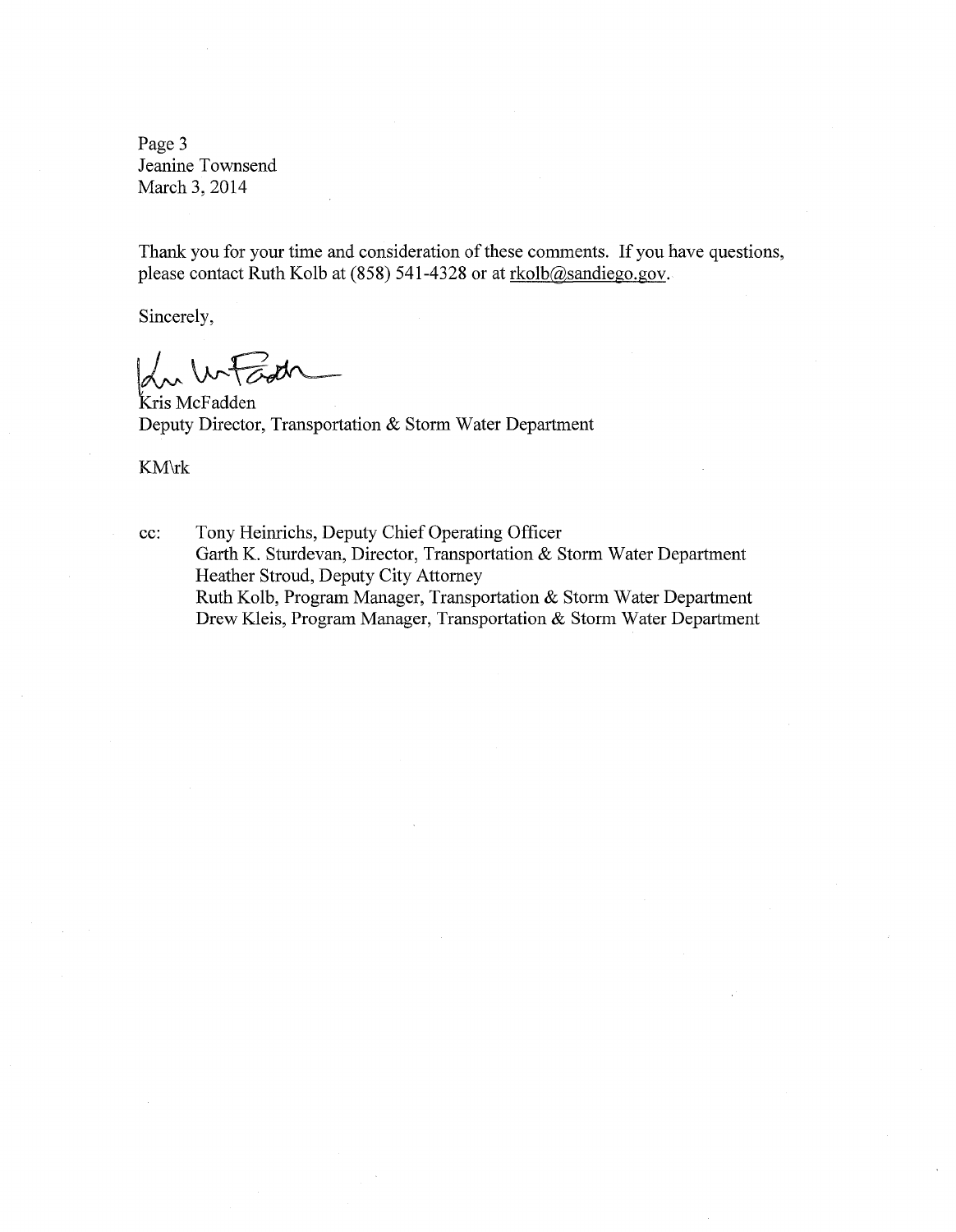Page 3
Jeanine Townsend
March 3, 2014

Thank you for your time and consideration of these comments. If you have questions, please contact Ruth Kolb at (858) 541-4328 or at rkolb@sandiego.gov.

Sincerely,

Kris McFadden
Deputy Director, Transportation & Storm Water Department

KM\rk

cc: Tony Heinrichs, Deputy Chief Operating Officer
Garth K. Sturdevan, Director, Transportation & Storm Water Department
Heather Stroud, Deputy City Attorney
Ruth Kolb, Program Manager, Transportation & Storm Water Department
Drew Kleis, Program Manager, Transportation & Storm Water Department